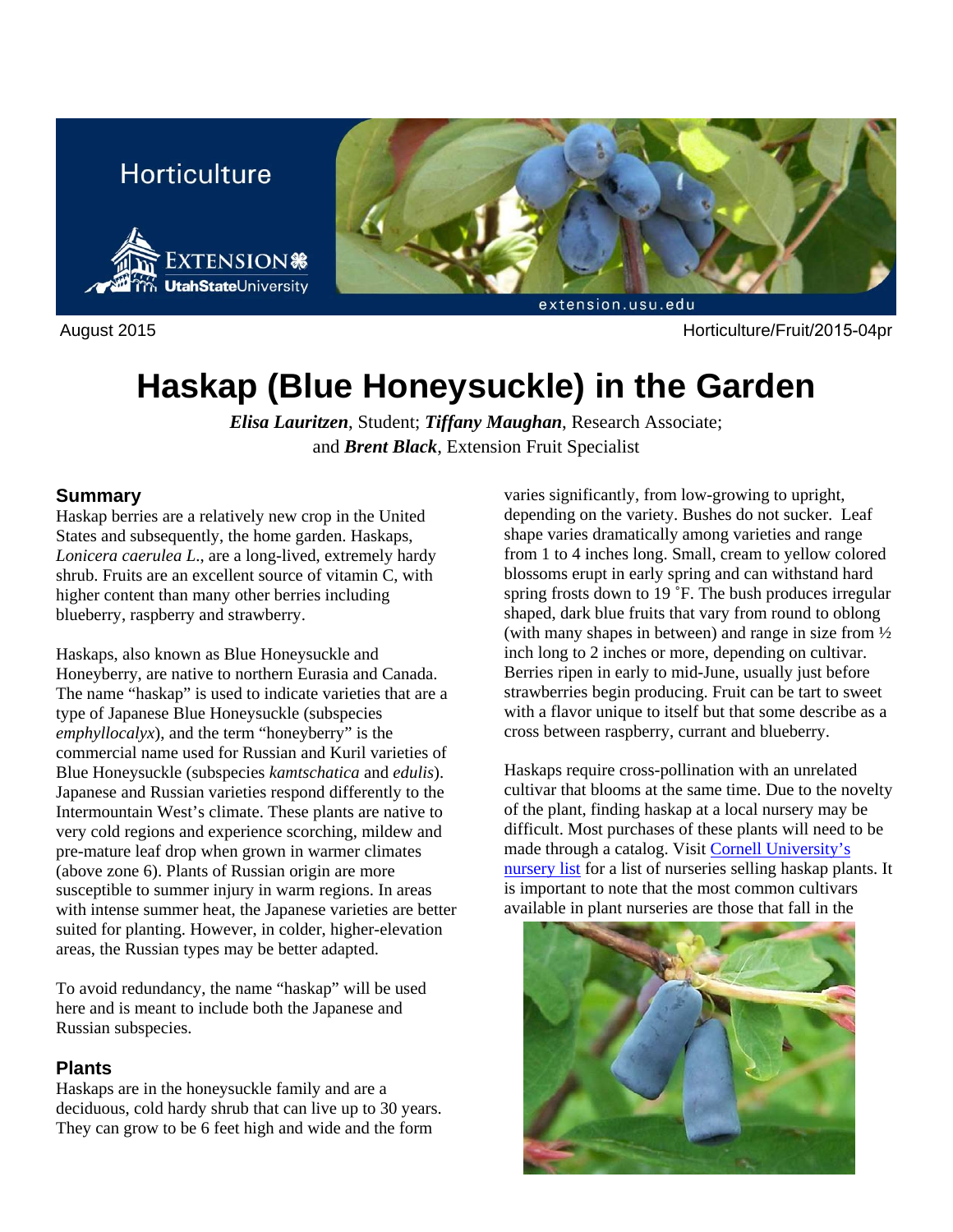Horticulture

August 2015 Horticulture/Fruit/2015-04pr

# Haskap (Blue Honeysuckle) in the Garden

***Elisa Lauritzen***, Student; ***Tiffany Maughan***, Research Associate; and ***Brent Black***, Extension Fruit Specialist

## Summary

Haskap berries are a relatively new crop in the United States and subsequently, the home garden. Haskaps, *Lonicera caerulea L*., are a long-lived, extremely hardy shrub. Fruits are an excellent source of vitamin C, with higher content than many other berries including blueberry, raspberry and strawberry.

Haskaps, also known as Blue Honeysuckle and Honeyberry, are native to northern Eurasia and Canada. The name "haskap" is used to indicate varieties that are a type of Japanese Blue Honeysuckle (subspecies *emphyllocalyx*), and the term "honeyberry" is the commercial name used for Russian and Kuril varieties of Blue Honeysuckle (subspecies *kamtschatica* and *edulis*). Japanese and Russian varieties respond differently to the Intermountain West's climate. These plants are native to very cold regions and experience scorching, mildew and pre-mature leaf drop when grown in warmer climates (above zone 6). Plants of Russian origin are more susceptible to summer injury in warm regions. In areas with intense summer heat, the Japanese varieties are better suited for planting. However, in colder, higher-elevation areas, the Russian types may be better adapted.

To avoid redundancy, the name "haskap" will be used here and is meant to include both the Japanese and Russian subspecies.

## Plants

Haskaps are in the honeysuckle family and are a deciduous, cold hardy shrub that can live up to 30 years. They can grow to be 6 feet high and wide and the form varies significantly, from low-growing to upright, depending on the variety. Bushes do not sucker. Leaf shape varies dramatically among varieties and range from 1 to 4 inches long. Small, cream to yellow colored blossoms erupt in early spring and can withstand hard spring frosts down to 19 ˚F. The bush produces irregular shaped, dark blue fruits that vary from round to oblong (with many shapes in between) and range in size from ½ inch long to 2 inches or more, depending on cultivar. Berries ripen in early to mid-June, usually just before strawberries begin producing. Fruit can be tart to sweet with a flavor unique to itself but that some describe as a cross between raspberry, currant and blueberry.

Haskaps require cross-pollination with an unrelated cultivar that blooms at the same time. Due to the novelty of the plant, finding haskap at a local nursery may be difficult. Most purchases of these plants will need to be made through a catalog. Visit Cornell University's nursery list for a list of nurseries selling haskap plants. It is important to note that the most common cultivars available in plant nurseries are those that fall in the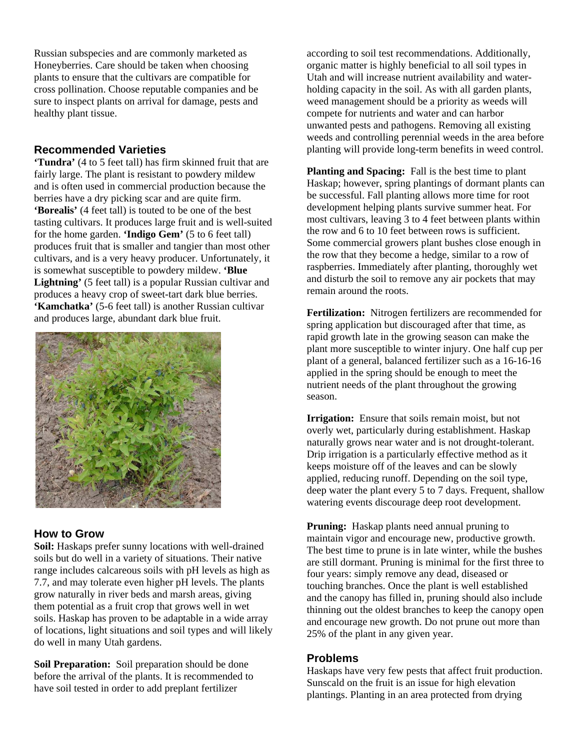Russian subspecies and are commonly marketed as Honeyberries. Care should be taken when choosing plants to ensure that the cultivars are compatible for cross pollination. Choose reputable companies and be sure to inspect plants on arrival for damage, pests and healthy plant tissue.

## Recommended Varieties

**'Tundra'** (4 to 5 feet tall) has firm skinned fruit that are fairly large. The plant is resistant to powdery mildew and is often used in commercial production because the berries have a dry picking scar and are quite firm. **'Borealis'** (4 feet tall) is touted to be one of the best tasting cultivars. It produces large fruit and is well-suited for the home garden. **'Indigo Gem'** (5 to 6 feet tall) produces fruit that is smaller and tangier than most other cultivars, and is a very heavy producer. Unfortunately, it is somewhat susceptible to powdery mildew. **'Blue Lightning'** (5 feet tall) is a popular Russian cultivar and produces a heavy crop of sweet-tart dark blue berries. **'Kamchatka'** (5-6 feet tall) is another Russian cultivar and produces large, abundant dark blue fruit.

## How to Grow

**Soil:** Haskaps prefer sunny locations with well-drained soils but do well in a variety of situations. Their native range includes calcareous soils with pH levels as high as 7.7, and may tolerate even higher pH levels. The plants grow naturally in river beds and marsh areas, giving them potential as a fruit crop that grows well in wet soils. Haskap has proven to be adaptable in a wide array of locations, light situations and soil types and will likely do well in many Utah gardens.

**Soil Preparation:** Soil preparation should be done before the arrival of the plants. It is recommended to have soil tested in order to add preplant fertilizer according to soil test recommendations. Additionally, organic matter is highly beneficial to all soil types in Utah and will increase nutrient availability and water-holding capacity in the soil. As with all garden plants, weed management should be a priority as weeds will compete for nutrients and water and can harbor unwanted pests and pathogens. Removing all existing weeds and controlling perennial weeds in the area before planting will provide long-term benefits in weed control.

**Planting and Spacing:** Fall is the best time to plant Haskap; however, spring plantings of dormant plants can be successful. Fall planting allows more time for root development helping plants survive summer heat. For most cultivars, leaving 3 to 4 feet between plants within the row and 6 to 10 feet between rows is sufficient. Some commercial growers plant bushes close enough in the row that they become a hedge, similar to a row of raspberries. Immediately after planting, thoroughly wet and disturb the soil to remove any air pockets that may remain around the roots.

**Fertilization:** Nitrogen fertilizers are recommended for spring application but discouraged after that time, as rapid growth late in the growing season can make the plant more susceptible to winter injury. One half cup per plant of a general, balanced fertilizer such as a 16-16-16 applied in the spring should be enough to meet the nutrient needs of the plant throughout the growing season.

**Irrigation:** Ensure that soils remain moist, but not overly wet, particularly during establishment. Haskap naturally grows near water and is not drought-tolerant. Drip irrigation is a particularly effective method as it keeps moisture off of the leaves and can be slowly applied, reducing runoff. Depending on the soil type, deep water the plant every 5 to 7 days. Frequent, shallow watering events discourage deep root development.

**Pruning:** Haskap plants need annual pruning to maintain vigor and encourage new, productive growth. The best time to prune is in late winter, while the bushes are still dormant. Pruning is minimal for the first three to four years: simply remove any dead, diseased or touching branches. Once the plant is well established and the canopy has filled in, pruning should also include thinning out the oldest branches to keep the canopy open and encourage new growth. Do not prune out more than 25% of the plant in any given year.

## Problems

Haskaps have very few pests that affect fruit production. Sunscald on the fruit is an issue for high elevation plantings. Planting in an area protected from drying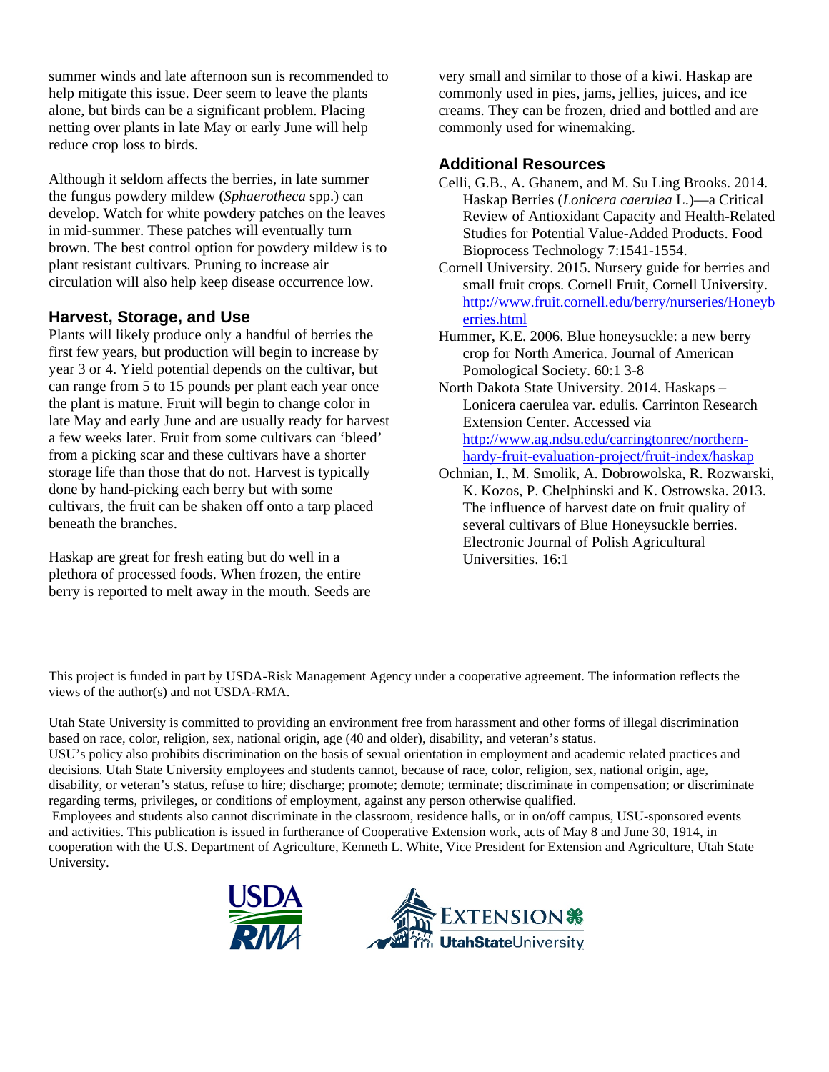summer winds and late afternoon sun is recommended to help mitigate this issue. Deer seem to leave the plants alone, but birds can be a significant problem. Placing netting over plants in late May or early June will help reduce crop loss to birds.

Although it seldom affects the berries, in late summer the fungus powdery mildew (*Sphaerotheca* spp.) can develop. Watch for white powdery patches on the leaves in mid-summer. These patches will eventually turn brown. The best control option for powdery mildew is to plant resistant cultivars. Pruning to increase air circulation will also help keep disease occurrence low.

## Harvest, Storage, and Use

Plants will likely produce only a handful of berries the first few years, but production will begin to increase by year 3 or 4. Yield potential depends on the cultivar, but can range from 5 to 15 pounds per plant each year once the plant is mature. Fruit will begin to change color in late May and early June and are usually ready for harvest a few weeks later. Fruit from some cultivars can 'bleed' from a picking scar and these cultivars have a shorter storage life than those that do not. Harvest is typically done by hand-picking each berry but with some cultivars, the fruit can be shaken off onto a tarp placed beneath the branches.

Haskap are great for fresh eating but do well in a plethora of processed foods. When frozen, the entire berry is reported to melt away in the mouth. Seeds are very small and similar to those of a kiwi. Haskap are commonly used in pies, jams, jellies, juices, and ice creams. They can be frozen, dried and bottled and are commonly used for winemaking.

## Additional Resources

Celli, G.B., A. Ghanem, and M. Su Ling Brooks. 2014. Haskap Berries (*Lonicera caerulea* L.)—a Critical Review of Antioxidant Capacity and Health-Related Studies for Potential Value-Added Products. Food Bioprocess Technology 7:1541-1554.

Cornell University. 2015. Nursery guide for berries and small fruit crops. Cornell Fruit, Cornell University. http://www.fruit.cornell.edu/berry/nurseries/Honeyberries.html

Hummer, K.E. 2006. Blue honeysuckle: a new berry crop for North America. Journal of American Pomological Society. 60:1 3-8

North Dakota State University. 2014. Haskaps – Lonicera caerulea var. edulis. Carrinton Research Extension Center. Accessed via http://www.ag.ndsu.edu/carringtonrec/northern-hardy-fruit-evaluation-project/fruit-index/haskap

Ochnian, I., M. Smolik, A. Dobrowolska, R. Rozwarski, K. Kozos, P. Chelphinski and K. Ostrowska. 2013. The influence of harvest date on fruit quality of several cultivars of Blue Honeysuckle berries. Electronic Journal of Polish Agricultural Universities. 16:1

This project is funded in part by USDA-Risk Management Agency under a cooperative agreement. The information reflects the views of the author(s) and not USDA-RMA.

Utah State University is committed to providing an environment free from harassment and other forms of illegal discrimination based on race, color, religion, sex, national origin, age (40 and older), disability, and veteran's status.
USU's policy also prohibits discrimination on the basis of sexual orientation in employment and academic related practices and decisions. Utah State University employees and students cannot, because of race, color, religion, sex, national origin, age, disability, or veteran's status, refuse to hire; discharge; promote; demote; terminate; discriminate in compensation; or discriminate regarding terms, privileges, or conditions of employment, against any person otherwise qualified.
Employees and students also cannot discriminate in the classroom, residence halls, or in on/off campus, USU-sponsored events and activities. This publication is issued in furtherance of Cooperative Extension work, acts of May 8 and June 30, 1914, in cooperation with the U.S. Department of Agriculture, Kenneth L. White, Vice President for Extension and Agriculture, Utah State University.